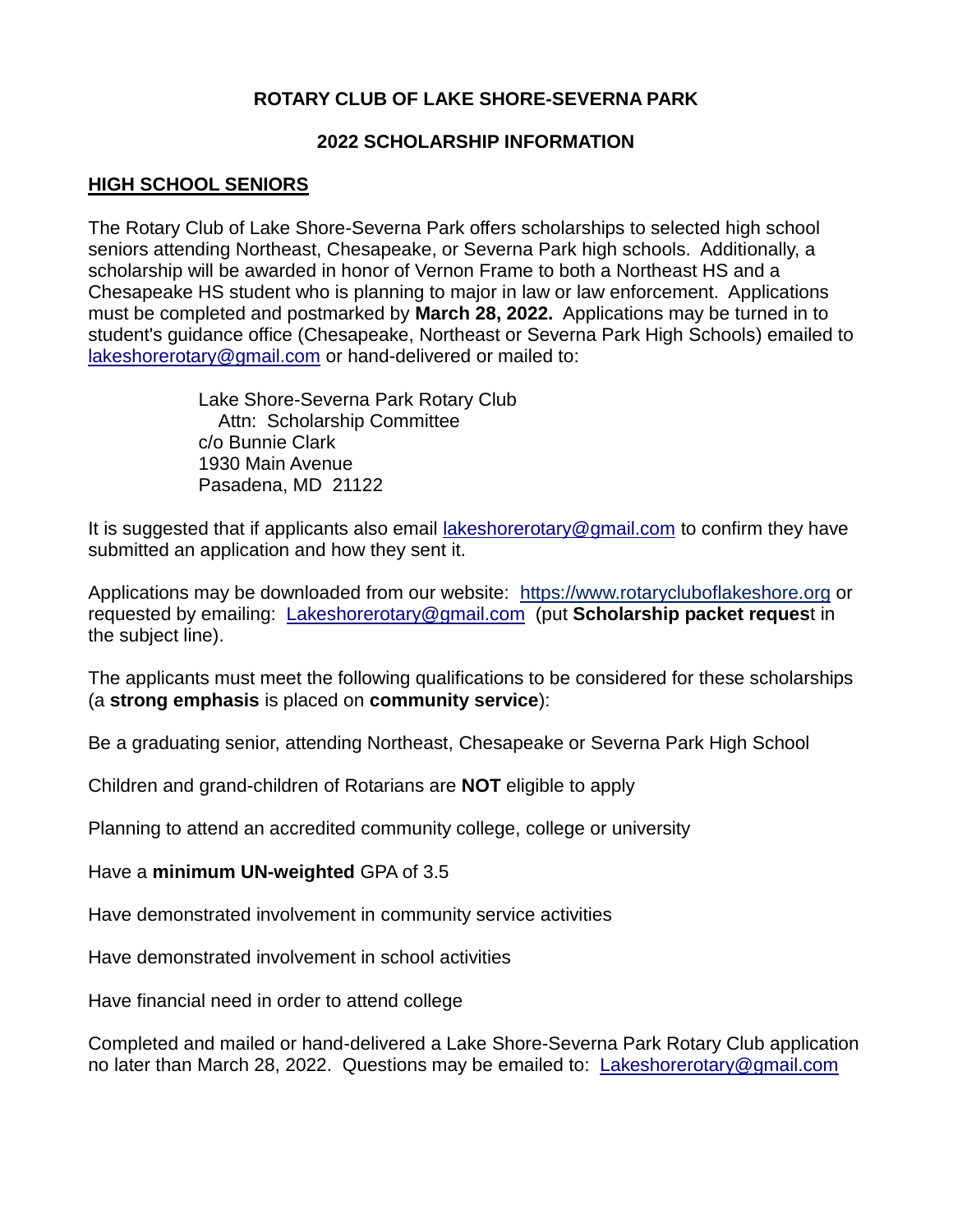# ROTARY CLUB OF LAKE SHORE-SEVERNA PARK

## 2022 SCHOLARSHIP INFORMATION

### HIGH SCHOOL SENIORS

The Rotary Club of Lake Shore-Severna Park offers scholarships to selected high school seniors attending Northeast, Chesapeake, or Severna Park high schools. Additionally, a scholarship will be awarded in honor of Vernon Frame to both a Northeast HS and a Chesapeake HS student who is planning to major in law or law enforcement. Applications must be completed and postmarked by **March 28, 2022.** Applications may be turned in to student's guidance office (Chesapeake, Northeast or Severna Park High Schools) emailed to lakeshorerotary@gmail.com or hand-delivered or mailed to:

Lake Shore-Severna Park Rotary Club  
Attn: Scholarship Committee  
c/o Bunnie Clark  
1930 Main Avenue  
Pasadena, MD 21122

It is suggested that if applicants also email lakeshorerotary@gmail.com to confirm they have submitted an application and how they sent it.

Applications may be downloaded from our website: https://www.rotarycluboflakeshore.org or requested by emailing: Lakeshorerotary@gmail.com (put **Scholarship packet request** in the subject line).

The applicants must meet the following qualifications to be considered for these scholarships (a **strong emphasis** is placed on **community service**):

Be a graduating senior, attending Northeast, Chesapeake or Severna Park High School

Children and grand-children of Rotarians are **NOT** eligible to apply

Planning to attend an accredited community college, college or university

Have a **minimum UN-weighted** GPA of 3.5

Have demonstrated involvement in community service activities

Have demonstrated involvement in school activities

Have financial need in order to attend college

Completed and mailed or hand-delivered a Lake Shore-Severna Park Rotary Club application no later than March 28, 2022. Questions may be emailed to: Lakeshorerotary@gmail.com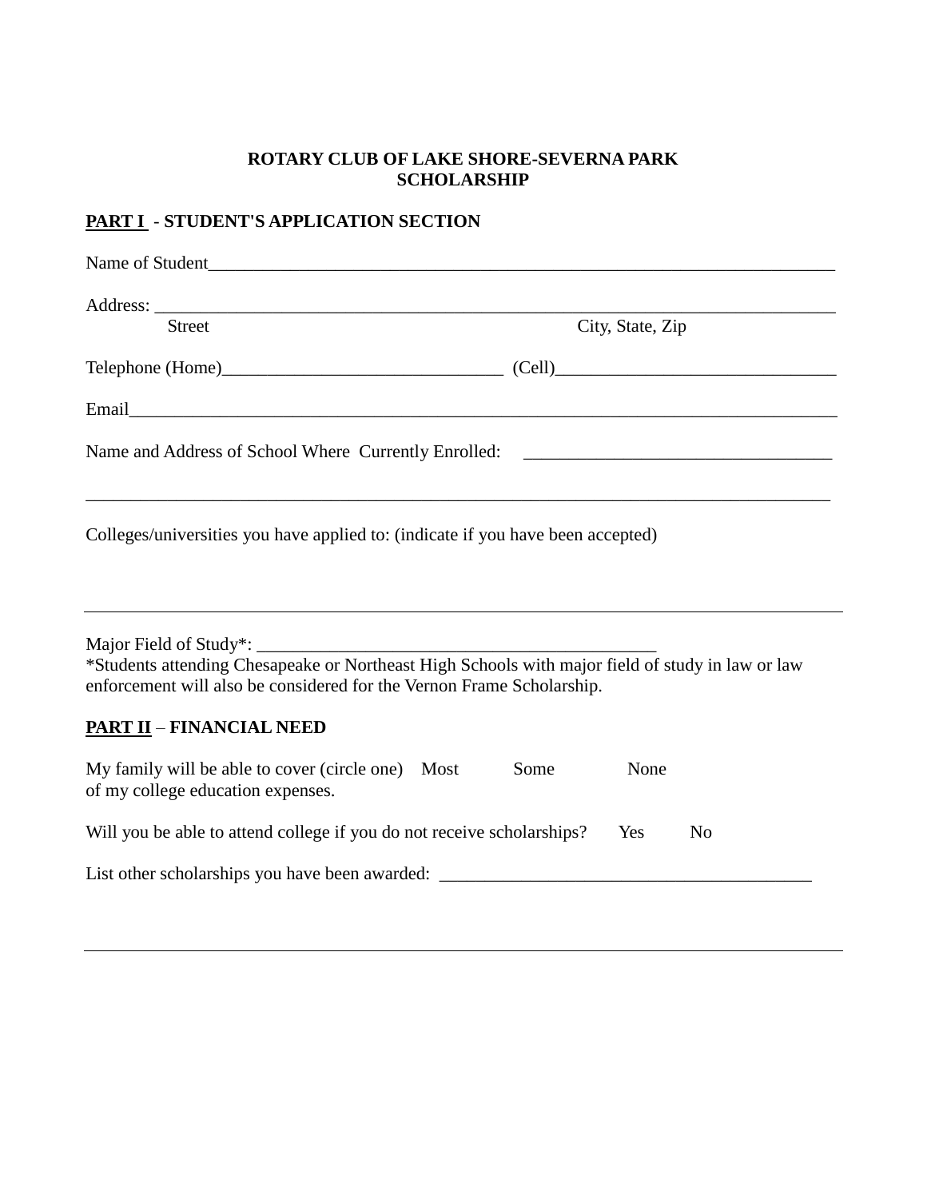**ROTARY CLUB OF LAKE SHORE-SEVERNA PARK**
**SCHOLARSHIP**

**PART I - STUDENT'S APPLICATION SECTION**

Name of Student_______________________________________________________________________

Address: ______________________________________________________________________________
Street                                                                                    City, State, Zip

Telephone (Home)_______________________________ (Cell)_______________________________

Email_________________________________________________________________________________

Name and Address of School Where Currently Enrolled: __________________________________

______________________________________________________________________________________

Colleges/universities you have applied to: (indicate if you have been accepted)

______________________________________________________________________________________

Major Field of Study*: _____________________________________________

*Students attending Chesapeake or Northeast High Schools with major field of study in law or law enforcement will also be considered for the Vernon Frame Scholarship.

**PART II – FINANCIAL NEED**

My family will be able to cover (circle one)    Most    Some    None
of my college education expenses.

Will you be able to attend college if you do not receive scholarships?    Yes    No

List other scholarships you have been awarded: ________________________________________

______________________________________________________________________________________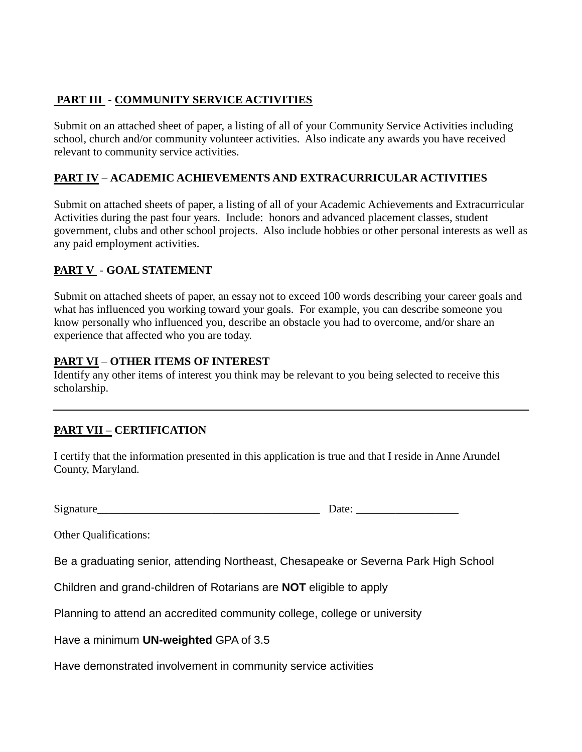**PART III - COMMUNITY SERVICE ACTIVITIES**

Submit on an attached sheet of paper, a listing of all of your Community Service Activities including school, church and/or community volunteer activities. Also indicate any awards you have received relevant to community service activities.

**PART IV – ACADEMIC ACHIEVEMENTS AND EXTRACURRICULAR ACTIVITIES**

Submit on attached sheets of paper, a listing of all of your Academic Achievements and Extracurricular Activities during the past four years. Include: honors and advanced placement classes, student government, clubs and other school projects. Also include hobbies or other personal interests as well as any paid employment activities.

**PART V - GOAL STATEMENT**

Submit on attached sheets of paper, an essay not to exceed 100 words describing your career goals and what has influenced you working toward your goals. For example, you can describe someone you know personally who influenced you, describe an obstacle you had to overcome, and/or share an experience that affected who you are today.

**PART VI – OTHER ITEMS OF INTEREST**

Identify any other items of interest you think may be relevant to you being selected to receive this scholarship.

---

**PART VII – CERTIFICATION**

I certify that the information presented in this application is true and that I reside in Anne Arundel County, Maryland.

Signature_______________________________________ Date: _________________

Other Qualifications:

Be a graduating senior, attending Northeast, Chesapeake or Severna Park High School

Children and grand-children of Rotarians are **NOT** eligible to apply

Planning to attend an accredited community college, college or university

Have a minimum **UN-weighted** GPA of 3.5

Have demonstrated involvement in community service activities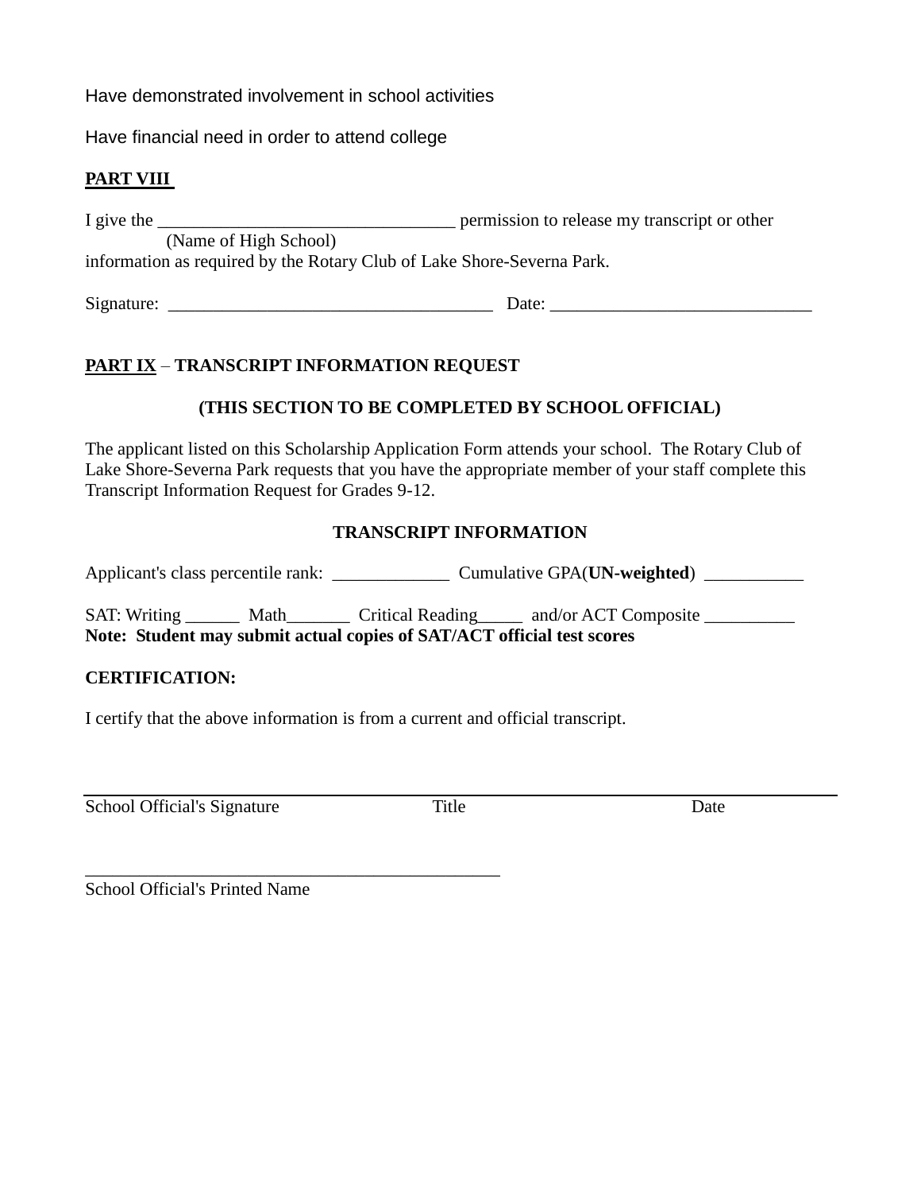Have demonstrated involvement in school activities

Have financial need in order to attend college

**PART VIII**

I give the _________________________________ permission to release my transcript or other
(Name of High School)
information as required by the Rotary Club of Lake Shore-Severna Park.

Signature: ____________________________________ Date: _____________________________

**PART IX – TRANSCRIPT INFORMATION REQUEST**

**(THIS SECTION TO BE COMPLETED BY SCHOOL OFFICIAL)**

The applicant listed on this Scholarship Application Form attends your school. The Rotary Club of Lake Shore-Severna Park requests that you have the appropriate member of your staff complete this Transcript Information Request for Grades 9-12.

**TRANSCRIPT INFORMATION**

Applicant's class percentile rank: _____________ Cumulative GPA(**UN-weighted**) ___________

SAT: Writing ______ Math_______ Critical Reading_____ and/or ACT Composite __________
**Note: Student may submit actual copies of SAT/ACT official test scores**

**CERTIFICATION:**

I certify that the above information is from a current and official transcript.

_____________________________________________________________________________
School Official's Signature Title Date

_______________________________________________
School Official's Printed Name